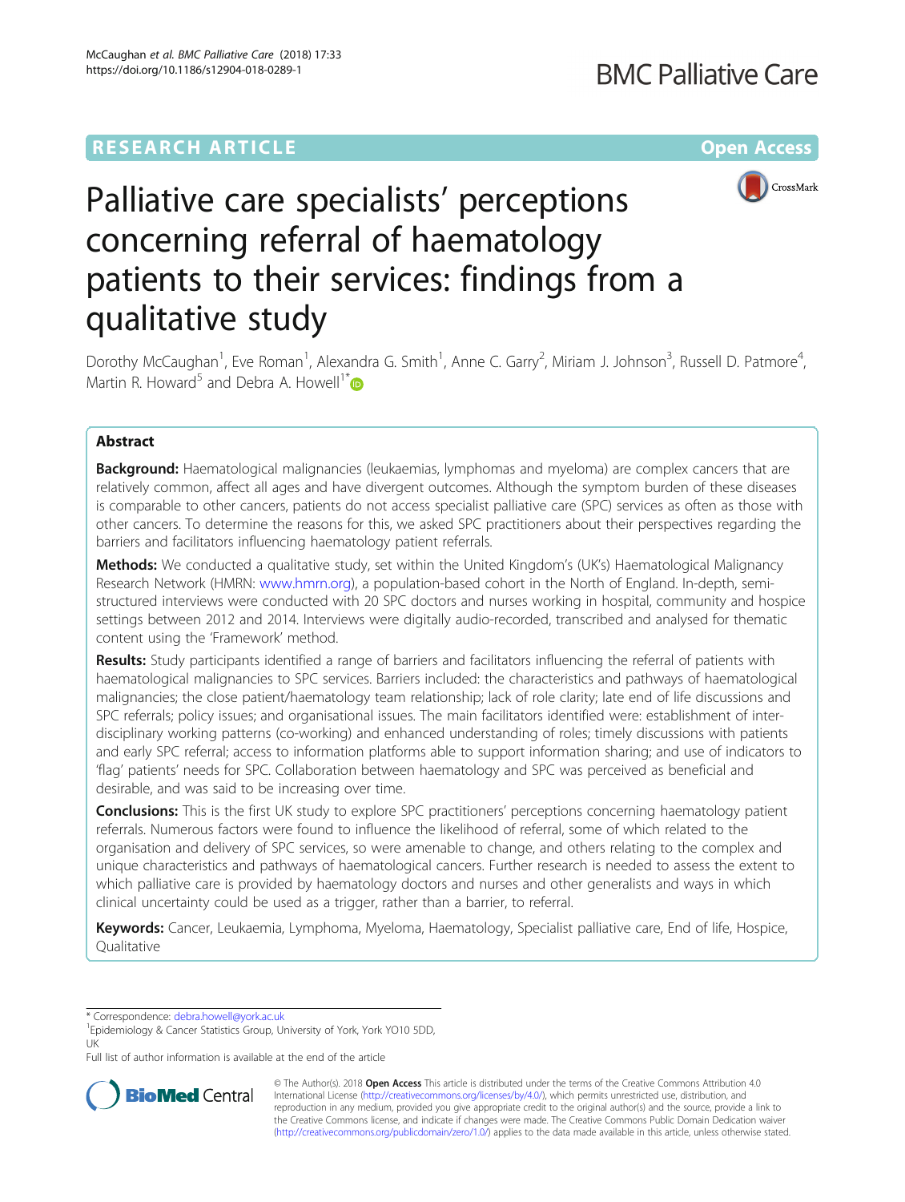RESEARCH ARTICLE

Open Access

# Palliative care specialists' perceptions concerning referral of haematology patients to their services: findings from a qualitative study

Dorothy McCaughan[1], Eve Roman[1], Alexandra G. Smith[1], Anne C. Garry[2], Miriam J. Johnson[3], Russell D. Patmore[4], Martin R. Howard[5] and Debra A. Howell[1*]

## Abstract

**Background:** Haematological malignancies (leukaemias, lymphomas and myeloma) are complex cancers that are relatively common, affect all ages and have divergent outcomes. Although the symptom burden of these diseases is comparable to other cancers, patients do not access specialist palliative care (SPC) services as often as those with other cancers. To determine the reasons for this, we asked SPC practitioners about their perspectives regarding the barriers and facilitators influencing haematology patient referrals.

**Methods:** We conducted a qualitative study, set within the United Kingdom's (UK's) Haematological Malignancy Research Network (HMRN: www.hmrn.org), a population-based cohort in the North of England. In-depth, semi-structured interviews were conducted with 20 SPC doctors and nurses working in hospital, community and hospice settings between 2012 and 2014. Interviews were digitally audio-recorded, transcribed and analysed for thematic content using the 'Framework' method.

**Results:** Study participants identified a range of barriers and facilitators influencing the referral of patients with haematological malignancies to SPC services. Barriers included: the characteristics and pathways of haematological malignancies; the close patient/haematology team relationship; lack of role clarity; late end of life discussions and SPC referrals; policy issues; and organisational issues. The main facilitators identified were: establishment of inter-disciplinary working patterns (co-working) and enhanced understanding of roles; timely discussions with patients and early SPC referral; access to information platforms able to support information sharing; and use of indicators to 'flag' patients' needs for SPC. Collaboration between haematology and SPC was perceived as beneficial and desirable, and was said to be increasing over time.

**Conclusions:** This is the first UK study to explore SPC practitioners' perceptions concerning haematology patient referrals. Numerous factors were found to influence the likelihood of referral, some of which related to the organisation and delivery of SPC services, so were amenable to change, and others relating to the complex and unique characteristics and pathways of haematological cancers. Further research is needed to assess the extent to which palliative care is provided by haematology doctors and nurses and other generalists and ways in which clinical uncertainty could be used as a trigger, rather than a barrier, to referral.

**Keywords:** Cancer, Leukaemia, Lymphoma, Myeloma, Haematology, Specialist palliative care, End of life, Hospice, Qualitative

---

\* Correspondence: debra.howell@york.ac.uk
[1]Epidemiology & Cancer Statistics Group, University of York, York YO10 5DD, UK
Full list of author information is available at the end of the article

© The Author(s). 2018 **Open Access** This article is distributed under the terms of the Creative Commons Attribution 4.0 International License (http://creativecommons.org/licenses/by/4.0/), which permits unrestricted use, distribution, and reproduction in any medium, provided you give appropriate credit to the original author(s) and the source, provide a link to the Creative Commons license, and indicate if changes were made. The Creative Commons Public Domain Dedication waiver (http://creativecommons.org/publicdomain/zero/1.0/) applies to the data made available in this article, unless otherwise stated.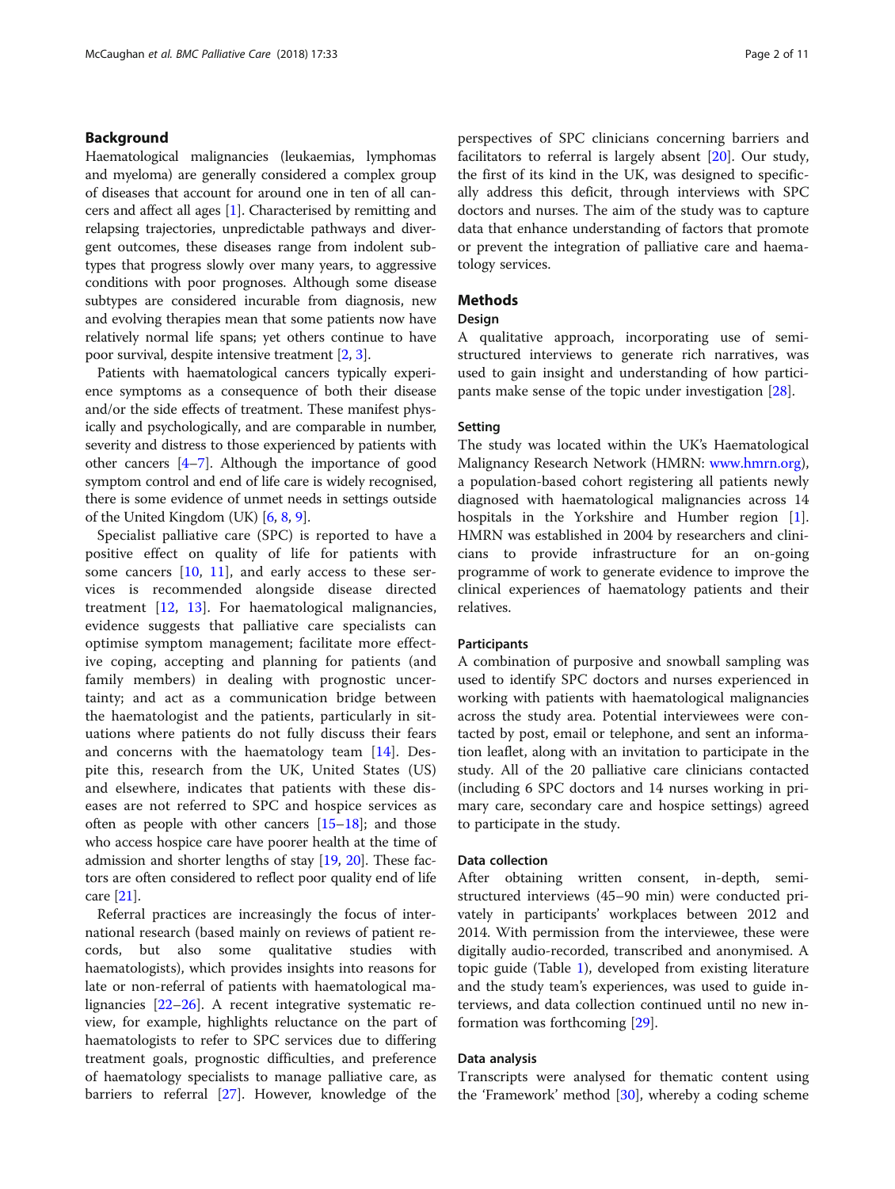## Background

Haematological malignancies (leukaemias, lymphomas and myeloma) are generally considered a complex group of diseases that account for around one in ten of all cancers and affect all ages [1]. Characterised by remitting and relapsing trajectories, unpredictable pathways and divergent outcomes, these diseases range from indolent subtypes that progress slowly over many years, to aggressive conditions with poor prognoses. Although some disease subtypes are considered incurable from diagnosis, new and evolving therapies mean that some patients now have relatively normal life spans; yet others continue to have poor survival, despite intensive treatment [2, 3].

Patients with haematological cancers typically experience symptoms as a consequence of both their disease and/or the side effects of treatment. These manifest physically and psychologically, and are comparable in number, severity and distress to those experienced by patients with other cancers [4–7]. Although the importance of good symptom control and end of life care is widely recognised, there is some evidence of unmet needs in settings outside of the United Kingdom (UK) [6, 8, 9].

Specialist palliative care (SPC) is reported to have a positive effect on quality of life for patients with some cancers [10, 11], and early access to these services is recommended alongside disease directed treatment [12, 13]. For haematological malignancies, evidence suggests that palliative care specialists can optimise symptom management; facilitate more effective coping, accepting and planning for patients (and family members) in dealing with prognostic uncertainty; and act as a communication bridge between the haematologist and the patients, particularly in situations where patients do not fully discuss their fears and concerns with the haematology team [14]. Despite this, research from the UK, United States (US) and elsewhere, indicates that patients with these diseases are not referred to SPC and hospice services as often as people with other cancers [15–18]; and those who access hospice care have poorer health at the time of admission and shorter lengths of stay [19, 20]. These factors are often considered to reflect poor quality end of life care [21].

Referral practices are increasingly the focus of international research (based mainly on reviews of patient records, but also some qualitative studies with haematologists), which provides insights into reasons for late or non-referral of patients with haematological malignancies [22–26]. A recent integrative systematic review, for example, highlights reluctance on the part of haematologists to refer to SPC services due to differing treatment goals, prognostic difficulties, and preference of haematology specialists to manage palliative care, as barriers to referral [27]. However, knowledge of the perspectives of SPC clinicians concerning barriers and facilitators to referral is largely absent [20]. Our study, the first of its kind in the UK, was designed to specifically address this deficit, through interviews with SPC doctors and nurses. The aim of the study was to capture data that enhance understanding of factors that promote or prevent the integration of palliative care and haematology services.

## Methods

### Design

A qualitative approach, incorporating use of semi-structured interviews to generate rich narratives, was used to gain insight and understanding of how participants make sense of the topic under investigation [28].

### Setting

The study was located within the UK's Haematological Malignancy Research Network (HMRN: www.hmrn.org), a population-based cohort registering all patients newly diagnosed with haematological malignancies across 14 hospitals in the Yorkshire and Humber region [1]. HMRN was established in 2004 by researchers and clinicians to provide infrastructure for an on-going programme of work to generate evidence to improve the clinical experiences of haematology patients and their relatives.

### Participants

A combination of purposive and snowball sampling was used to identify SPC doctors and nurses experienced in working with patients with haematological malignancies across the study area. Potential interviewees were contacted by post, email or telephone, and sent an information leaflet, along with an invitation to participate in the study. All of the 20 palliative care clinicians contacted (including 6 SPC doctors and 14 nurses working in primary care, secondary care and hospice settings) agreed to participate in the study.

### Data collection

After obtaining written consent, in-depth, semi-structured interviews (45–90 min) were conducted privately in participants' workplaces between 2012 and 2014. With permission from the interviewee, these were digitally audio-recorded, transcribed and anonymised. A topic guide (Table 1), developed from existing literature and the study team's experiences, was used to guide interviews, and data collection continued until no new information was forthcoming [29].

### Data analysis

Transcripts were analysed for thematic content using the 'Framework' method [30], whereby a coding scheme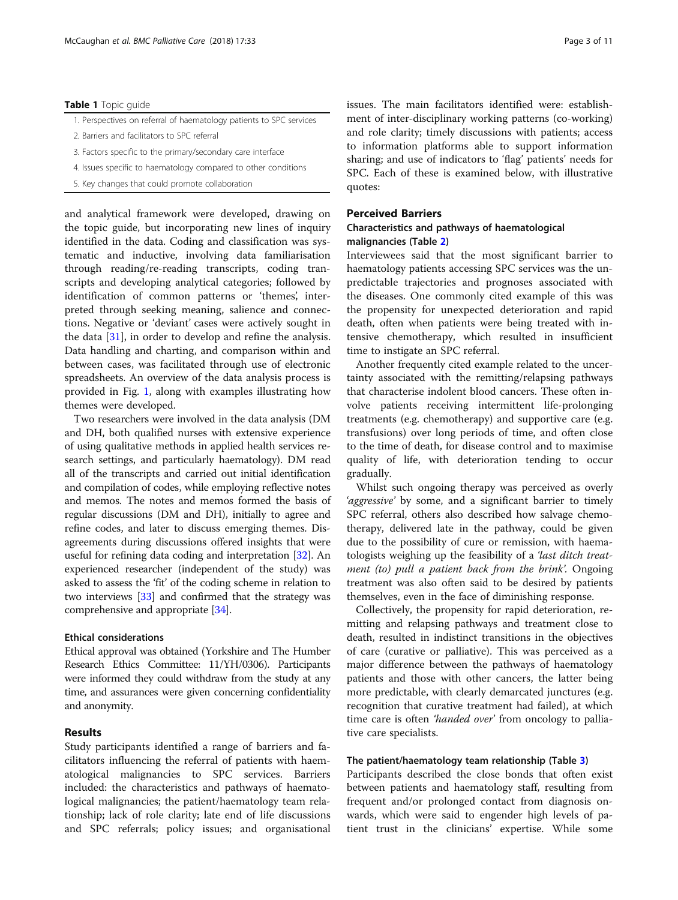**Table 1** Topic guide

| |
|---|
| 1. Perspectives on referral of haematology patients to SPC services |
| 2. Barriers and facilitators to SPC referral |
| 3. Factors specific to the primary/secondary care interface |
| 4. Issues specific to haematology compared to other conditions |
| 5. Key changes that could promote collaboration |

and analytical framework were developed, drawing on the topic guide, but incorporating new lines of inquiry identified in the data. Coding and classification was systematic and inductive, involving data familiarisation through reading/re-reading transcripts, coding transcripts and developing analytical categories; followed by identification of common patterns or 'themes', interpreted through seeking meaning, salience and connections. Negative or 'deviant' cases were actively sought in the data [31], in order to develop and refine the analysis. Data handling and charting, and comparison within and between cases, was facilitated through use of electronic spreadsheets. An overview of the data analysis process is provided in Fig. 1, along with examples illustrating how themes were developed.

Two researchers were involved in the data analysis (DM and DH, both qualified nurses with extensive experience of using qualitative methods in applied health services research settings, and particularly haematology). DM read all of the transcripts and carried out initial identification and compilation of codes, while employing reflective notes and memos. The notes and memos formed the basis of regular discussions (DM and DH), initially to agree and refine codes, and later to discuss emerging themes. Disagreements during discussions offered insights that were useful for refining data coding and interpretation [32]. An experienced researcher (independent of the study) was asked to assess the 'fit' of the coding scheme in relation to two interviews [33] and confirmed that the strategy was comprehensive and appropriate [34].

### Ethical considerations

Ethical approval was obtained (Yorkshire and The Humber Research Ethics Committee: 11/YH/0306). Participants were informed they could withdraw from the study at any time, and assurances were given concerning confidentiality and anonymity.

## Results

Study participants identified a range of barriers and facilitators influencing the referral of patients with haematological malignancies to SPC services. Barriers included: the characteristics and pathways of haematological malignancies; the patient/haematology team relationship; lack of role clarity; late end of life discussions and SPC referrals; policy issues; and organisational issues. The main facilitators identified were: establishment of inter-disciplinary working patterns (co-working) and role clarity; timely discussions with patients; access to information platforms able to support information sharing; and use of indicators to 'flag' patients' needs for SPC. Each of these is examined below, with illustrative quotes:

## Perceived Barriers

### Characteristics and pathways of haematological malignancies (Table 2)

Interviewees said that the most significant barrier to haematology patients accessing SPC services was the unpredictable trajectories and prognoses associated with the diseases. One commonly cited example of this was the propensity for unexpected deterioration and rapid death, often when patients were being treated with intensive chemotherapy, which resulted in insufficient time to instigate an SPC referral.

Another frequently cited example related to the uncertainty associated with the remitting/relapsing pathways that characterise indolent blood cancers. These often involve patients receiving intermittent life-prolonging treatments (e.g. chemotherapy) and supportive care (e.g. transfusions) over long periods of time, and often close to the time of death, for disease control and to maximise quality of life, with deterioration tending to occur gradually.

Whilst such ongoing therapy was perceived as overly *'aggressive'* by some, and a significant barrier to timely SPC referral, others also described how salvage chemotherapy, delivered late in the pathway, could be given due to the possibility of cure or remission, with haematologists weighing up the feasibility of a *'last ditch treatment (to) pull a patient back from the brink'.* Ongoing treatment was also often said to be desired by patients themselves, even in the face of diminishing response.

Collectively, the propensity for rapid deterioration, remitting and relapsing pathways and treatment close to death, resulted in indistinct transitions in the objectives of care (curative or palliative). This was perceived as a major difference between the pathways of haematology patients and those with other cancers, the latter being more predictable, with clearly demarcated junctures (e.g. recognition that curative treatment had failed), at which time care is often *'handed over'* from oncology to palliative care specialists.

### The patient/haematology team relationship (Table 3)

Participants described the close bonds that often exist between patients and haematology staff, resulting from frequent and/or prolonged contact from diagnosis onwards, which were said to engender high levels of patient trust in the clinicians' expertise. While some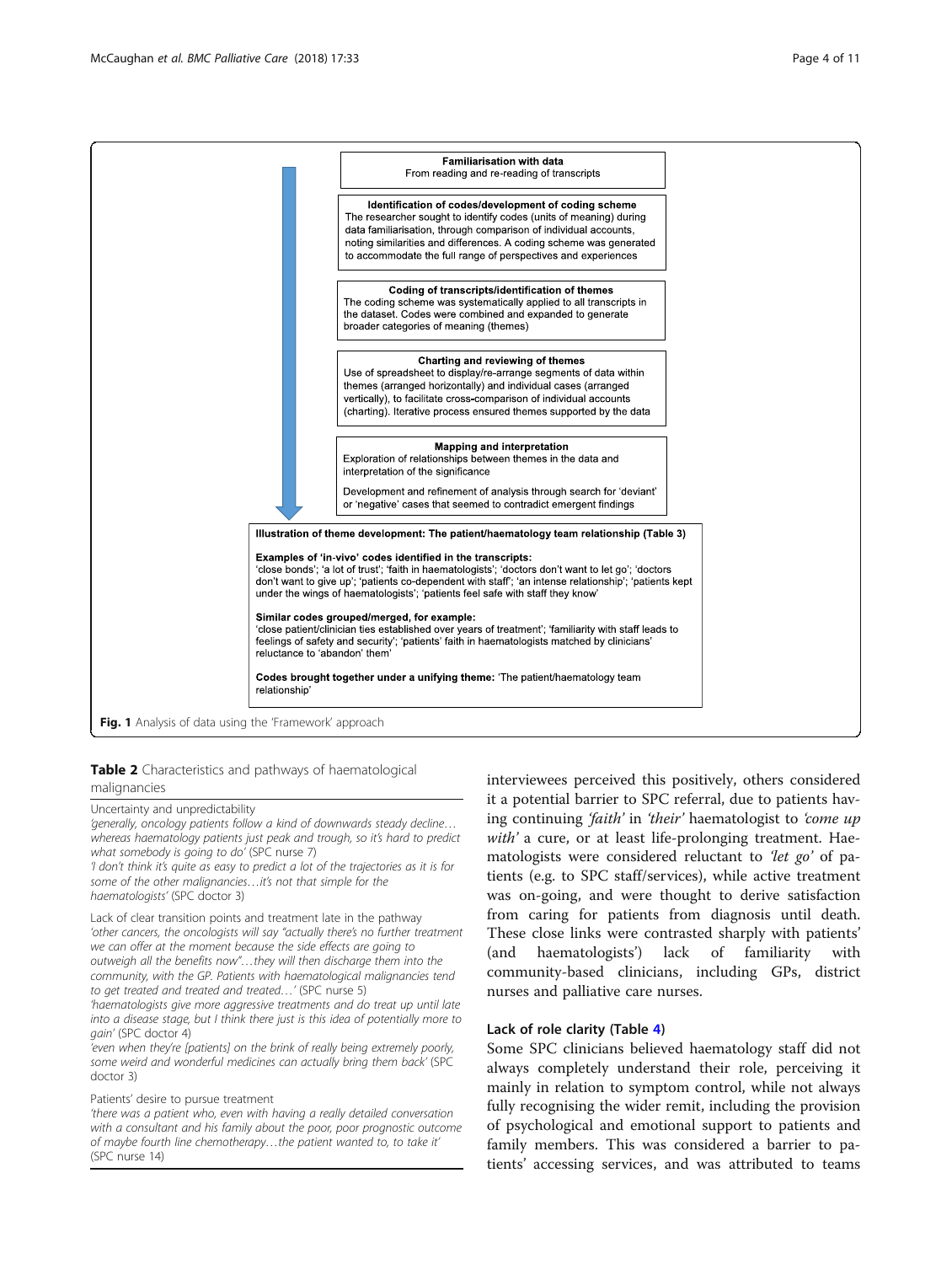**Familiarisation with data**
From reading and re-reading of transcripts

**Identification of codes/development of coding scheme**
The researcher sought to identify codes (units of meaning) during data familiarisation, through comparison of individual accounts, noting similarities and differences. A coding scheme was generated to accommodate the full range of perspectives and experiences

**Coding of transcripts/identification of themes**
The coding scheme was systematically applied to all transcripts in the dataset. Codes were combined and expanded to generate broader categories of meaning (themes)

**Charting and reviewing of themes**
Use of spreadsheet to display/re-arrange segments of data within themes (arranged horizontally) and individual cases (arranged vertically), to facilitate cross-comparison of individual accounts (charting). Iterative process ensured themes supported by the data

**Mapping and interpretation**
Exploration of relationships between themes in the data and interpretation of the significance

Development and refinement of analysis through search for 'deviant' or 'negative' cases that seemed to contradict emergent findings

**Illustration of theme development: The patient/haematology team relationship (Table 3)**

**Examples of 'in-vivo' codes identified in the transcripts:**
'close bonds'; 'a lot of trust'; 'faith in haematologists'; 'doctors don't want to let go'; 'doctors don't want to give up'; 'patients co-dependent with staff'; 'an intense relationship'; 'patients kept under the wings of haematologists'; 'patients feel safe with staff they know'

**Similar codes grouped/merged, for example:**
'close patient/clinician ties established over years of treatment'; 'familiarity with staff leads to feelings of safety and security'; 'patients' faith in haematologists matched by clinicians' reluctance to 'abandon' them'

**Codes brought together under a unifying theme:** 'The patient/haematology team relationship'

**Fig. 1** Analysis of data using the 'Framework' approach

**Table 2** Characteristics and pathways of haematological malignancies

| |
|---|
| Uncertainty and unpredictability |
| *'generally, oncology patients follow a kind of downwards steady decline… whereas haematology patients just peak and trough, so it's hard to predict what somebody is going to do'* (SPC nurse 7) |
| *'I don't think it's quite as easy to predict a lot of the trajectories as it is for some of the other malignancies…it's not that simple for the haematologists'* (SPC doctor 3) |
| Lack of clear transition points and treatment late in the pathway |
| *'other cancers, the oncologists will say "actually there's no further treatment we can offer at the moment because the side effects are going to outweigh all the benefits now"…they will then discharge them into the community, with the GP. Patients with haematological malignancies tend to get treated and treated and treated…'* (SPC nurse 5) |
| *'haematologists give more aggressive treatments and do treat up until late into a disease stage, but I think there just is this idea of potentially more to gain'* (SPC doctor 4) |
| *'even when they're [patients] on the brink of really being extremely poorly, some weird and wonderful medicines can actually bring them back'* (SPC doctor 3) |
| Patients' desire to pursue treatment |
| *'there was a patient who, even with having a really detailed conversation with a consultant and his family about the poor, poor prognostic outcome of maybe fourth line chemotherapy…the patient wanted to, to take it'* (SPC nurse 14) |

interviewees perceived this positively, others considered it a potential barrier to SPC referral, due to patients having continuing *'faith'* in *'their'* haematologist to *'come up with'* a cure, or at least life-prolonging treatment. Haematologists were considered reluctant to *'let go'* of patients (e.g. to SPC staff/services), while active treatment was on-going, and were thought to derive satisfaction from caring for patients from diagnosis until death. These close links were contrasted sharply with patients' (and haematologists') lack of familiarity with community-based clinicians, including GPs, district nurses and palliative care nurses.

### Lack of role clarity (Table 4)

Some SPC clinicians believed haematology staff did not always completely understand their role, perceiving it mainly in relation to symptom control, while not always fully recognising the wider remit, including the provision of psychological and emotional support to patients and family members. This was considered a barrier to patients' accessing services, and was attributed to teams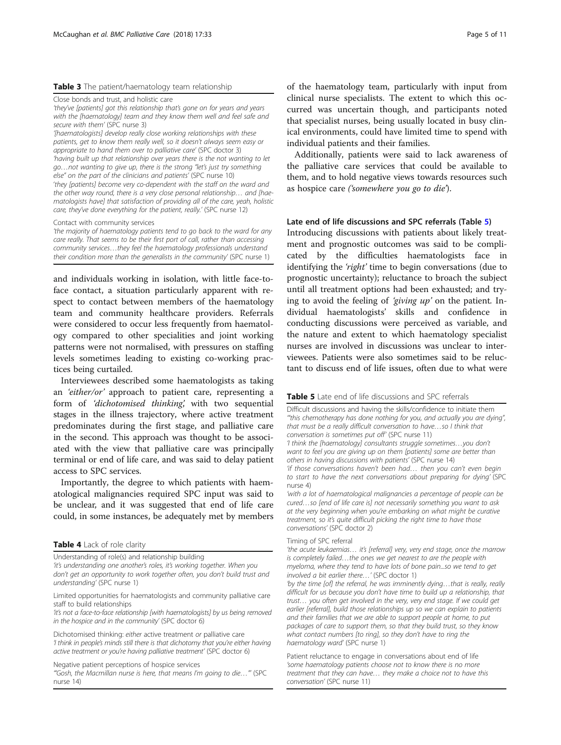**Table 3** The patient/haematology team relationship

| |
|---|
| Close bonds and trust, and holistic care |
| *'they've [patients] got this relationship that's gone on for years and years with the [haematology] team and they know them well and feel safe and secure with them'* (SPC nurse 3) |
| *'[haematologists] develop really close working relationships with these patients, get to know them really well, so it doesn't always seem easy or appropriate to hand them over to palliative care'* (SPC doctor 3) |
| *'having built up that relationship over years there is the not wanting to let go…not wanting to give up, there is the strong "let's just try something else" on the part of the clinicians and patients'* (SPC nurse 10) |
| *'they [patients] become very co-dependent with the staff on the ward and the other way round, there is a very close personal relationship… and [haematologists have] that satisfaction of providing all of the care, yeah, holistic care, they've done everything for the patient, really.'* (SPC nurse 12) |
| Contact with community services |
| *'the majority of haematology patients tend to go back to the ward for any care really. That seems to be their first port of call, rather than accessing community services…they feel the haematology professionals understand their condition more than the generalists in the community'* (SPC nurse 1) |

and individuals working in isolation, with little face-to-face contact, a situation particularly apparent with respect to contact between members of the haematology team and community healthcare providers. Referrals were considered to occur less frequently from haematology compared to other specialities and joint working patterns were not normalised, with pressures on staffing levels sometimes leading to existing co-working practices being curtailed.

Interviewees described some haematologists as taking an *'either/or'* approach to patient care, representing a form of *'dichotomised thinking'*, with two sequential stages in the illness trajectory, where active treatment predominates during the first stage, and palliative care in the second. This approach was thought to be associated with the view that palliative care was principally terminal or end of life care, and was said to delay patient access to SPC services.

Importantly, the degree to which patients with haematological malignancies required SPC input was said to be unclear, and it was suggested that end of life care could, in some instances, be adequately met by members

**Table 4** Lack of role clarity

| |
|---|
| Understanding of role(s) and relationship building |
| *'it's understanding one another's roles, it's working together. When you don't get an opportunity to work together often, you don't build trust and understanding'* (SPC nurse 1) |
| Limited opportunities for haematologists and community palliative care staff to build relationships |
| *'it's not a face-to-face relationship [with haematologists] by us being removed in the hospice and in the community'* (SPC doctor 6) |
| Dichotomised thinking: *either* active treatment *or* palliative care |
| *'I think in people's minds still there is that dichotomy that you're either having active treatment or you're having palliative treatment'* (SPC doctor 6) |
| Negative patient perceptions of hospice services |
| *'"Gosh, the Macmillan nurse is here, that means I'm going to die…"'* (SPC nurse 14) |

of the haematology team, particularly with input from clinical nurse specialists. The extent to which this occurred was uncertain though, and participants noted that specialist nurses, being usually located in busy clinical environments, could have limited time to spend with individual patients and their families.

Additionally, patients were said to lack awareness of the palliative care services that could be available to them, and to hold negative views towards resources such as hospice care *('somewhere you go to die')*.

### Late end of life discussions and SPC referrals (Table 5)

Introducing discussions with patients about likely treatment and prognostic outcomes was said to be complicated by the difficulties haematologists face in identifying the *'right'* time to begin conversations (due to prognostic uncertainty); reluctance to broach the subject until all treatment options had been exhausted; and trying to avoid the feeling of *'giving up'* on the patient. Individual haematologists' skills and confidence in conducting discussions were perceived as variable, and the nature and extent to which haematology specialist nurses are involved in discussions was unclear to interviewees. Patients were also sometimes said to be reluctant to discuss end of life issues, often due to what were

**Table 5** Late end of life discussions and SPC referrals

| |
|---|
| Difficult discussions and having the skills/confidence to initiate them |
| *'"this chemotherapy has done nothing for you, and actually you are dying", that must be a really difficult conversation to have…so I think that conversation is sometimes put off'* (SPC nurse 11) |
| *'I think the [haematology] consultants struggle sometimes…you don't want to feel you are giving up on them [patients] some are better than others in having discussions with patients'* (SPC nurse 14) |
| *'if those conversations haven't been had… then you can't even begin to start to have the next conversations about preparing for dying'* (SPC nurse 4) |
| *'with a lot of haematological malignancies a percentage of people can be cured…so [end of life care is] not necessarily something you want to ask at the very beginning when you're embarking on what might be curative treatment, so it's quite difficult picking the right time to have those conversations'* (SPC doctor 2) |
| Timing of SPC referral |
| *'the acute leukaemias… it's [referral] very, very end stage, once the marrow is completely failed…the ones we get nearest to are the people with myeloma, where they tend to have lots of bone pain...so we tend to get involved a bit earlier there…'* (SPC doctor 1) |
| *'by the time [of] the referral, he was imminently dying…that is really, really difficult for us because you don't have time to build up a relationship, that trust… you often get involved in the very, very end stage. If we could get earlier [referral], build those relationships up so we can explain to patients and their families that we are able to support people at home, to put packages of care to support them, so that they build trust, so they know what contact numbers [to ring], so they don't have to ring the haematology ward'* (SPC nurse 1) |
| Patient reluctance to engage in conversations about end of life |
| *'some haematology patients choose not to know there is no more treatment that they can have… they make a choice not to have this conversation'* (SPC nurse 11) |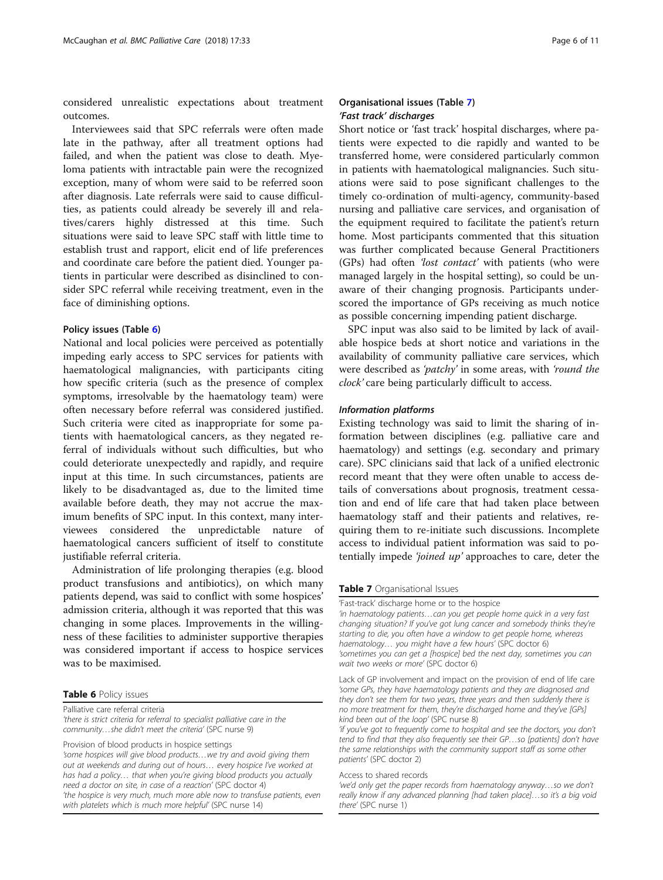considered unrealistic expectations about treatment outcomes.

Interviewees said that SPC referrals were often made late in the pathway, after all treatment options had failed, and when the patient was close to death. Myeloma patients with intractable pain were the recognized exception, many of whom were said to be referred soon after diagnosis. Late referrals were said to cause difficulties, as patients could already be severely ill and relatives/carers highly distressed at this time. Such situations were said to leave SPC staff with little time to establish trust and rapport, elicit end of life preferences and coordinate care before the patient died. Younger patients in particular were described as disinclined to consider SPC referral while receiving treatment, even in the face of diminishing options.

#### Policy issues (Table 6)

National and local policies were perceived as potentially impeding early access to SPC services for patients with haematological malignancies, with participants citing how specific criteria (such as the presence of complex symptoms, irresolvable by the haematology team) were often necessary before referral was considered justified. Such criteria were cited as inappropriate for some patients with haematological cancers, as they negated referral of individuals without such difficulties, but who could deteriorate unexpectedly and rapidly, and require input at this time. In such circumstances, patients are likely to be disadvantaged as, due to the limited time available before death, they may not accrue the maximum benefits of SPC input. In this context, many interviewees considered the unpredictable nature of haematological cancers sufficient of itself to constitute justifiable referral criteria.

Administration of life prolonging therapies (e.g. blood product transfusions and antibiotics), on which many patients depend, was said to conflict with some hospices' admission criteria, although it was reported that this was changing in some places. Improvements in the willingness of these facilities to administer supportive therapies was considered important if access to hospice services was to be maximised.

**Table 6** Policy issues

| |
|---|
| Palliative care referral criteria<br>*'there is strict criteria for referral to specialist palliative care in the community…she didn't meet the criteria'* (SPC nurse 9) |
| Provision of blood products in hospice settings<br>*'some hospices will give blood products…we try and avoid giving them out at weekends and during out of hours… every hospice I've worked at has had a policy… that when you're giving blood products you actually need a doctor on site, in case of a reaction'* (SPC doctor 4)<br>*'the hospice is very much, much more able now to transfuse patients, even with platelets which is much more helpful'* (SPC nurse 14) |

#### Organisational issues (Table 7)

##### *'Fast track' discharges*

Short notice or 'fast track' hospital discharges, where patients were expected to die rapidly and wanted to be transferred home, were considered particularly common in patients with haematological malignancies. Such situations were said to pose significant challenges to the timely co-ordination of multi-agency, community-based nursing and palliative care services, and organisation of the equipment required to facilitate the patient's return home. Most participants commented that this situation was further complicated because General Practitioners (GPs) had often *'lost contact'* with patients (who were managed largely in the hospital setting), so could be unaware of their changing prognosis. Participants underscored the importance of GPs receiving as much notice as possible concerning impending patient discharge.

SPC input was also said to be limited by lack of available hospice beds at short notice and variations in the availability of community palliative care services, which were described as *'patchy'* in some areas, with *'round the clock'* care being particularly difficult to access.

##### *Information platforms*

Existing technology was said to limit the sharing of information between disciplines (e.g. palliative care and haematology) and settings (e.g. secondary and primary care). SPC clinicians said that lack of a unified electronic record meant that they were often unable to access details of conversations about prognosis, treatment cessation and end of life care that had taken place between haematology staff and their patients and relatives, requiring them to re-initiate such discussions. Incomplete access to individual patient information was said to potentially impede *'joined up'* approaches to care, deter the

**Table 7** Organisational Issues

| |
|---|
| 'Fast-track' discharge home or to the hospice<br>*'in haematology patients….can you get people home quick in a very fast changing situation? If you've got lung cancer and somebody thinks they're starting to die, you often have a window to get people home, whereas haematology… you might have a few hours'* (SPC doctor 6)<br>*'sometimes you can get a [hospice] bed the next day, sometimes you can wait two weeks or more'* (SPC doctor 6) |
| Lack of GP involvement and impact on the provision of end of life care<br>*'some GPs, they have haematology patients and they are diagnosed and they don't see them for two years, three years and then suddenly there is no more treatment for them, they're discharged home and they've [GPs] kind been out of the loop'* (SPC nurse 8)<br>*'if you've got to frequently come to hospital and see the doctors, you don't tend to find that they also frequently see their GP…so [patients] don't have the same relationships with the community support staff as some other patients'* (SPC doctor 2) |
| Access to shared records<br>*'we'd only get the paper records from haematology anyway…so we don't really know if any advanced planning [had taken place]…so it's a big void there'* (SPC nurse 1) |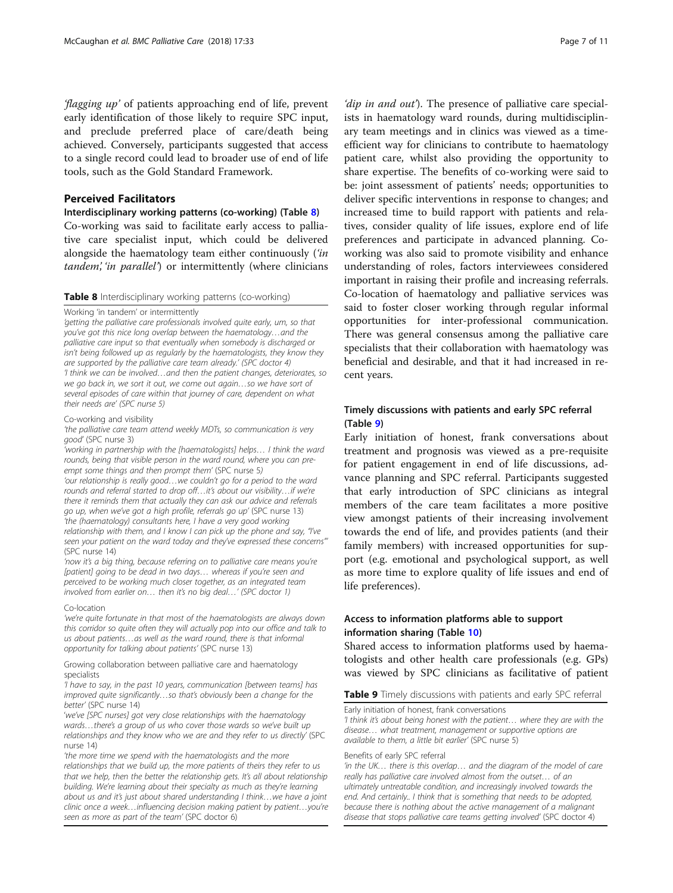*'flagging up'* of patients approaching end of life, prevent early identification of those likely to require SPC input, and preclude preferred place of care/death being achieved. Conversely, participants suggested that access to a single record could lead to broader use of end of life tools, such as the Gold Standard Framework.

## Perceived Facilitators

### Interdisciplinary working patterns (co-working) (Table 8)

Co-working was said to facilitate early access to palliative care specialist input, which could be delivered alongside the haematology team either continuously (*'in tandem', 'in parallel'*) or intermittently (where clinicians *'dip in and out'*). The presence of palliative care specialists in haematology ward rounds, during multidisciplinary team meetings and in clinics was viewed as a time-efficient way for clinicians to contribute to haematology patient care, whilst also providing the opportunity to share expertise. The benefits of co-working were said to be: joint assessment of patients' needs; opportunities to deliver specific interventions in response to changes; and increased time to build rapport with patients and relatives, consider quality of life issues, explore end of life preferences and participate in advanced planning. Co-working was also said to promote visibility and enhance understanding of roles, factors interviewees considered important in raising their profile and increasing referrals. Co-location of haematology and palliative services was said to foster closer working through regular informal opportunities for inter-professional communication. There was general consensus among the palliative care specialists that their collaboration with haematology was beneficial and desirable, and that it had increased in recent years.

**Table 8** Interdisciplinary working patterns (co-working)

| Working 'in tandem' or intermittently |
|---|
| *'getting the palliative care professionals involved quite early, um, so that you've got this nice long overlap between the haematology…and the palliative care input so that eventually when somebody is discharged or isn't being followed up as regularly by the haematologists, they know they are supported by the palliative care team already.'* (SPC doctor 4) |
| *'I think we can be involved…and then the patient changes, deteriorates, so we go back in, we sort it out, we come out again…so we have sort of several episodes of care within that journey of care, dependent on what their needs are'* (SPC nurse 5) |
| Co-working and visibility |
| *'the palliative care team attend weekly MDTs, so communication is very good'* (SPC nurse 3) |
| *'working in partnership with the [haematologists] helps… I think the ward rounds, being that visible person in the ward round, where you can pre-empt some things and then prompt them'* (SPC nurse 5) |
| *'our relationship is really good…we couldn't go for a period to the ward rounds and referral started to drop off…it's about our visibility…if we're there it reminds them that actually they can ask our advice and referrals go up, when we've got a high profile, referrals go up'* (SPC nurse 13) |
| *'the (haematology) consultants here, I have a very good working relationship with them, and I know I can pick up the phone and say, "I've seen your patient on the ward today and they've expressed these concerns"'* (SPC nurse 14) |
| *'now it's a big thing, because referring on to palliative care means you're [patient] going to be dead in two days… whereas if you're seen and perceived to be working much closer together, as an integrated team involved from earlier on… then it's no big deal…'* (SPC doctor 1) |
| Co-location |
| *'we're quite fortunate in that most of the haematologists are always down this corridor so quite often they will actually pop into our office and talk to us about patients…as well as the ward round, there is that informal opportunity for talking about patients'* (SPC nurse 13) |
| Growing collaboration between palliative care and haematology specialists |
| *'I have to say, in the past 10 years, communication [between teams] has improved quite significantly…so that's obviously been a change for the better'* (SPC nurse 14) |
| *'we've [SPC nurses] got very close relationships with the haematology wards…there's a group of us who cover those wards so we've built up relationships and they know who we are and they refer to us directly'* (SPC nurse 14) |
| *'the more time we spend with the haematologists and the more relationships that we build up, the more patients of theirs they refer to us that we help, then the better the relationship gets. It's all about relationship building. We're learning about their specialty as much as they're learning about us and it's just about shared understanding I think…we have a joint clinic once a week…influencing decision making patient by patient…you're seen as more as part of the team'* (SPC doctor 6) |

### Timely discussions with patients and early SPC referral (Table 9)

Early initiation of honest, frank conversations about treatment and prognosis was viewed as a pre-requisite for patient engagement in end of life discussions, advance planning and SPC referral. Participants suggested that early introduction of SPC clinicians as integral members of the care team facilitates a more positive view amongst patients of their increasing involvement towards the end of life, and provides patients (and their family members) with increased opportunities for support (e.g. emotional and psychological support, as well as more time to explore quality of life issues and end of life preferences).

### Access to information platforms able to support information sharing (Table 10)

Shared access to information platforms used by haematologists and other health care professionals (e.g. GPs) was viewed by SPC clinicians as facilitative of patient

**Table 9** Timely discussions with patients and early SPC referral

| Early initiation of honest, frank conversations |
|---|
| *'I think it's about being honest with the patient… where they are with the disease… what treatment, management or supportive options are available to them, a little bit earlier'* (SPC nurse 5) |
| Benefits of early SPC referral |
| *'in the UK… there is this overlap… and the diagram of the model of care really has palliative care involved almost from the outset… of an ultimately untreatable condition, and increasingly involved towards the end. And certainly.. I think that is something that needs to be adopted, because there is nothing about the active management of a malignant disease that stops palliative care teams getting involved'* (SPC doctor 4) |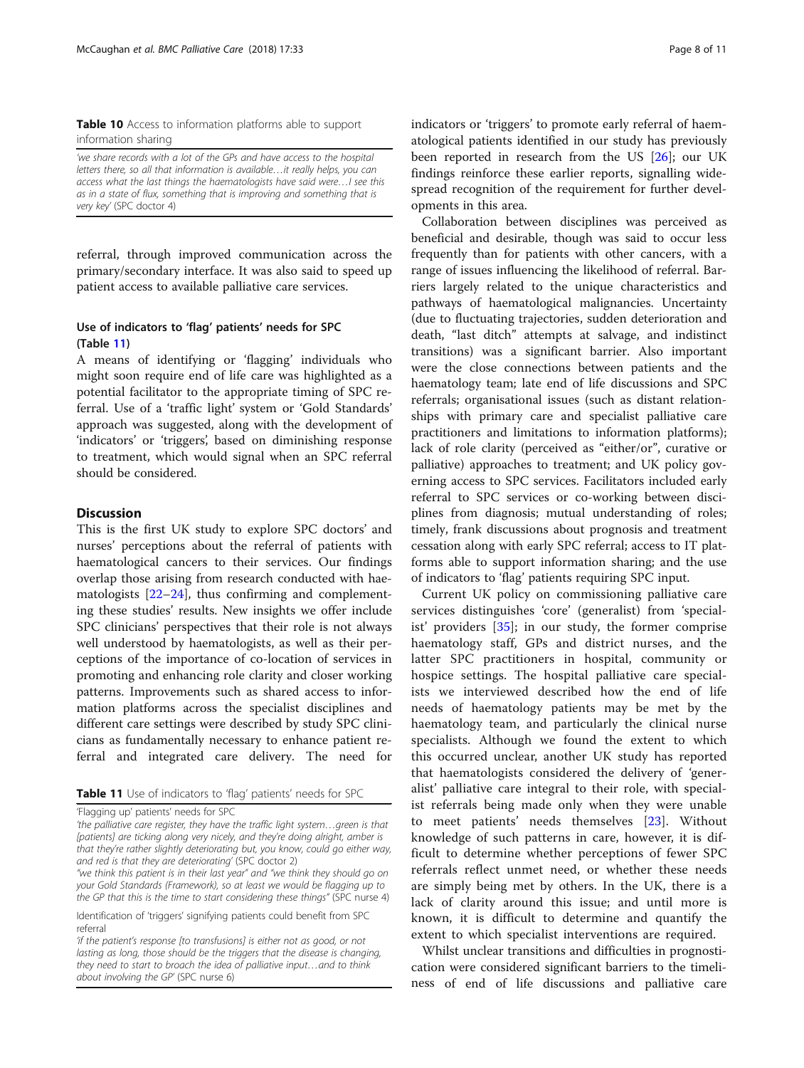**Table 10** Access to information platforms able to support information sharing

| |
|---|
| *'we share records with a lot of the GPs and have access to the hospital letters there, so all that information is available…it really helps, you can access what the last things the haematologists have said were…I see this as in a state of flux, something that is improving and something that is very key'* (SPC doctor 4) |

referral, through improved communication across the primary/secondary interface. It was also said to speed up patient access to available palliative care services.

### Use of indicators to 'flag' patients' needs for SPC (Table 11)

A means of identifying or 'flagging' individuals who might soon require end of life care was highlighted as a potential facilitator to the appropriate timing of SPC referral. Use of a 'traffic light' system or 'Gold Standards' approach was suggested, along with the development of 'indicators' or 'triggers', based on diminishing response to treatment, which would signal when an SPC referral should be considered.

## Discussion

This is the first UK study to explore SPC doctors' and nurses' perceptions about the referral of patients with haematological cancers to their services. Our findings overlap those arising from research conducted with haematologists [22–24], thus confirming and complementing these studies' results. New insights we offer include SPC clinicians' perspectives that their role is not always well understood by haematologists, as well as their perceptions of the importance of co-location of services in promoting and enhancing role clarity and closer working patterns. Improvements such as shared access to information platforms across the specialist disciplines and different care settings were described by study SPC clinicians as fundamentally necessary to enhance patient referral and integrated care delivery. The need for indicators or 'triggers' to promote early referral of haematological patients identified in our study has previously been reported in research from the US [26]; our UK findings reinforce these earlier reports, signalling widespread recognition of the requirement for further developments in this area.

**Table 11** Use of indicators to 'flag' patients' needs for SPC

| |
|---|
| 'Flagging up' patients' needs for SPC |
| *'the palliative care register, they have the traffic light system…green is that [patients] are ticking along very nicely, and they're doing alright, amber is that they're rather slightly deteriorating but, you know, could go either way, and red is that they are deteriorating'* (SPC doctor 2) |
| *"we think this patient is in their last year" and "we think they should go on your Gold Standards (Framework), so at least we would be flagging up to the GP that this is the time to start considering these things"* (SPC nurse 4) |
| Identification of 'triggers' signifying patients could benefit from SPC referral |
| *'if the patient's response [to transfusions] is either not as good, or not lasting as long, those should be the triggers that the disease is changing, they need to start to broach the idea of palliative input…and to think about involving the GP'* (SPC nurse 6) |

Collaboration between disciplines was perceived as beneficial and desirable, though was said to occur less frequently than for patients with other cancers, with a range of issues influencing the likelihood of referral. Barriers largely related to the unique characteristics and pathways of haematological malignancies. Uncertainty (due to fluctuating trajectories, sudden deterioration and death, "last ditch" attempts at salvage, and indistinct transitions) was a significant barrier. Also important were the close connections between patients and the haematology team; late end of life discussions and SPC referrals; organisational issues (such as distant relationships with primary care and specialist palliative care practitioners and limitations to information platforms); lack of role clarity (perceived as "either/or", curative or palliative) approaches to treatment; and UK policy governing access to SPC services. Facilitators included early referral to SPC services or co-working between disciplines from diagnosis; mutual understanding of roles; timely, frank discussions about prognosis and treatment cessation along with early SPC referral; access to IT platforms able to support information sharing; and the use of indicators to 'flag' patients requiring SPC input.

Current UK policy on commissioning palliative care services distinguishes 'core' (generalist) from 'specialist' providers [35]; in our study, the former comprise haematology staff, GPs and district nurses, and the latter SPC practitioners in hospital, community or hospice settings. The hospital palliative care specialists we interviewed described how the end of life needs of haematology patients may be met by the haematology team, and particularly the clinical nurse specialists. Although we found the extent to which this occurred unclear, another UK study has reported that haematologists considered the delivery of 'generalist' palliative care integral to their role, with specialist referrals being made only when they were unable to meet patients' needs themselves [23]. Without knowledge of such patterns in care, however, it is difficult to determine whether perceptions of fewer SPC referrals reflect unmet need, or whether these needs are simply being met by others. In the UK, there is a lack of clarity around this issue; and until more is known, it is difficult to determine and quantify the extent to which specialist interventions are required.

Whilst unclear transitions and difficulties in prognostication were considered significant barriers to the timeliness of end of life discussions and palliative care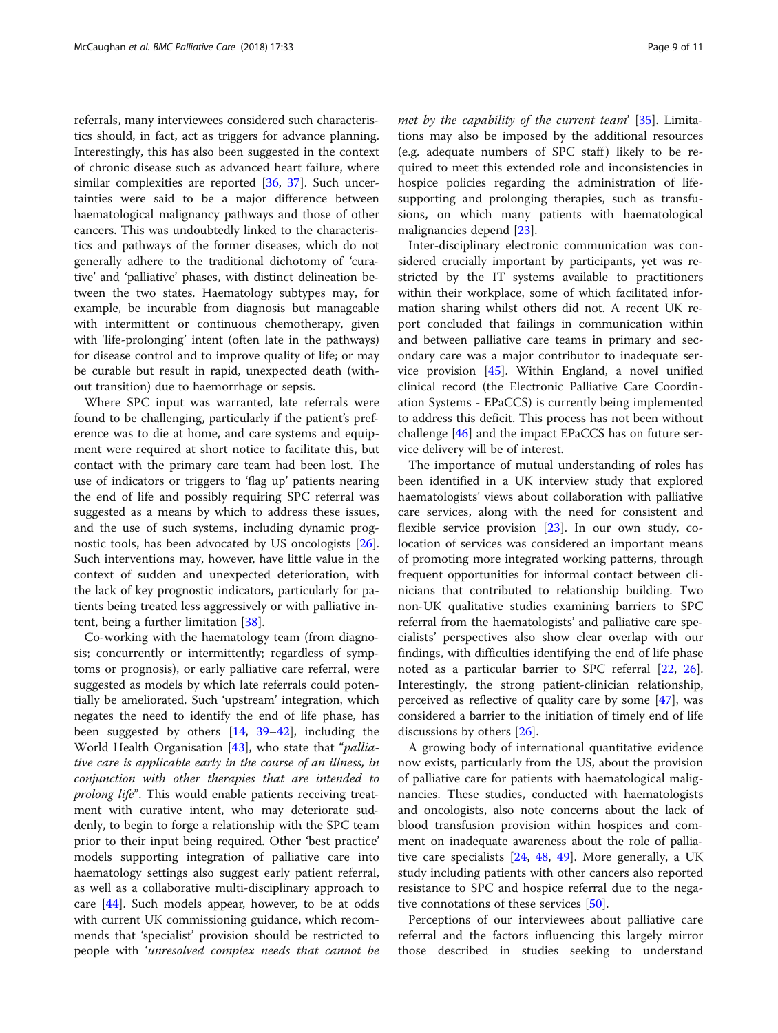referrals, many interviewees considered such characteristics should, in fact, act as triggers for advance planning. Interestingly, this has also been suggested in the context of chronic disease such as advanced heart failure, where similar complexities are reported [36, 37]. Such uncertainties were said to be a major difference between haematological malignancy pathways and those of other cancers. This was undoubtedly linked to the characteristics and pathways of the former diseases, which do not generally adhere to the traditional dichotomy of 'curative' and 'palliative' phases, with distinct delineation between the two states. Haematology subtypes may, for example, be incurable from diagnosis but manageable with intermittent or continuous chemotherapy, given with 'life-prolonging' intent (often late in the pathways) for disease control and to improve quality of life; or may be curable but result in rapid, unexpected death (without transition) due to haemorrhage or sepsis.

Where SPC input was warranted, late referrals were found to be challenging, particularly if the patient's preference was to die at home, and care systems and equipment were required at short notice to facilitate this, but contact with the primary care team had been lost. The use of indicators or triggers to 'flag up' patients nearing the end of life and possibly requiring SPC referral was suggested as a means by which to address these issues, and the use of such systems, including dynamic prognostic tools, has been advocated by US oncologists [26]. Such interventions may, however, have little value in the context of sudden and unexpected deterioration, with the lack of key prognostic indicators, particularly for patients being treated less aggressively or with palliative intent, being a further limitation [38].

Co-working with the haematology team (from diagnosis; concurrently or intermittently; regardless of symptoms or prognosis), or early palliative care referral, were suggested as models by which late referrals could potentially be ameliorated. Such 'upstream' integration, which negates the need to identify the end of life phase, has been suggested by others [14, 39–42], including the World Health Organisation [43], who state that "*palliative care is applicable early in the course of an illness, in conjunction with other therapies that are intended to prolong life*". This would enable patients receiving treatment with curative intent, who may deteriorate suddenly, to begin to forge a relationship with the SPC team prior to their input being required. Other 'best practice' models supporting integration of palliative care into haematology settings also suggest early patient referral, as well as a collaborative multi-disciplinary approach to care [44]. Such models appear, however, to be at odds with current UK commissioning guidance, which recommends that 'specialist' provision should be restricted to people with '*unresolved complex needs that cannot be met by the capability of the current team*' [35]. Limitations may also be imposed by the additional resources (e.g. adequate numbers of SPC staff) likely to be required to meet this extended role and inconsistencies in hospice policies regarding the administration of life-supporting and prolonging therapies, such as transfusions, on which many patients with haematological malignancies depend [23].

Inter-disciplinary electronic communication was considered crucially important by participants, yet was restricted by the IT systems available to practitioners within their workplace, some of which facilitated information sharing whilst others did not. A recent UK report concluded that failings in communication within and between palliative care teams in primary and secondary care was a major contributor to inadequate service provision [45]. Within England, a novel unified clinical record (the Electronic Palliative Care Coordination Systems - EPaCCS) is currently being implemented to address this deficit. This process has not been without challenge [46] and the impact EPaCCS has on future service delivery will be of interest.

The importance of mutual understanding of roles has been identified in a UK interview study that explored haematologists' views about collaboration with palliative care services, along with the need for consistent and flexible service provision [23]. In our own study, co-location of services was considered an important means of promoting more integrated working patterns, through frequent opportunities for informal contact between clinicians that contributed to relationship building. Two non-UK qualitative studies examining barriers to SPC referral from the haematologists' and palliative care specialists' perspectives also show clear overlap with our findings, with difficulties identifying the end of life phase noted as a particular barrier to SPC referral [22, 26]. Interestingly, the strong patient-clinician relationship, perceived as reflective of quality care by some [47], was considered a barrier to the initiation of timely end of life discussions by others [26].

A growing body of international quantitative evidence now exists, particularly from the US, about the provision of palliative care for patients with haematological malignancies. These studies, conducted with haematologists and oncologists, also note concerns about the lack of blood transfusion provision within hospices and comment on inadequate awareness about the role of palliative care specialists [24, 48, 49]. More generally, a UK study including patients with other cancers also reported resistance to SPC and hospice referral due to the negative connotations of these services [50].

Perceptions of our interviewees about palliative care referral and the factors influencing this largely mirror those described in studies seeking to understand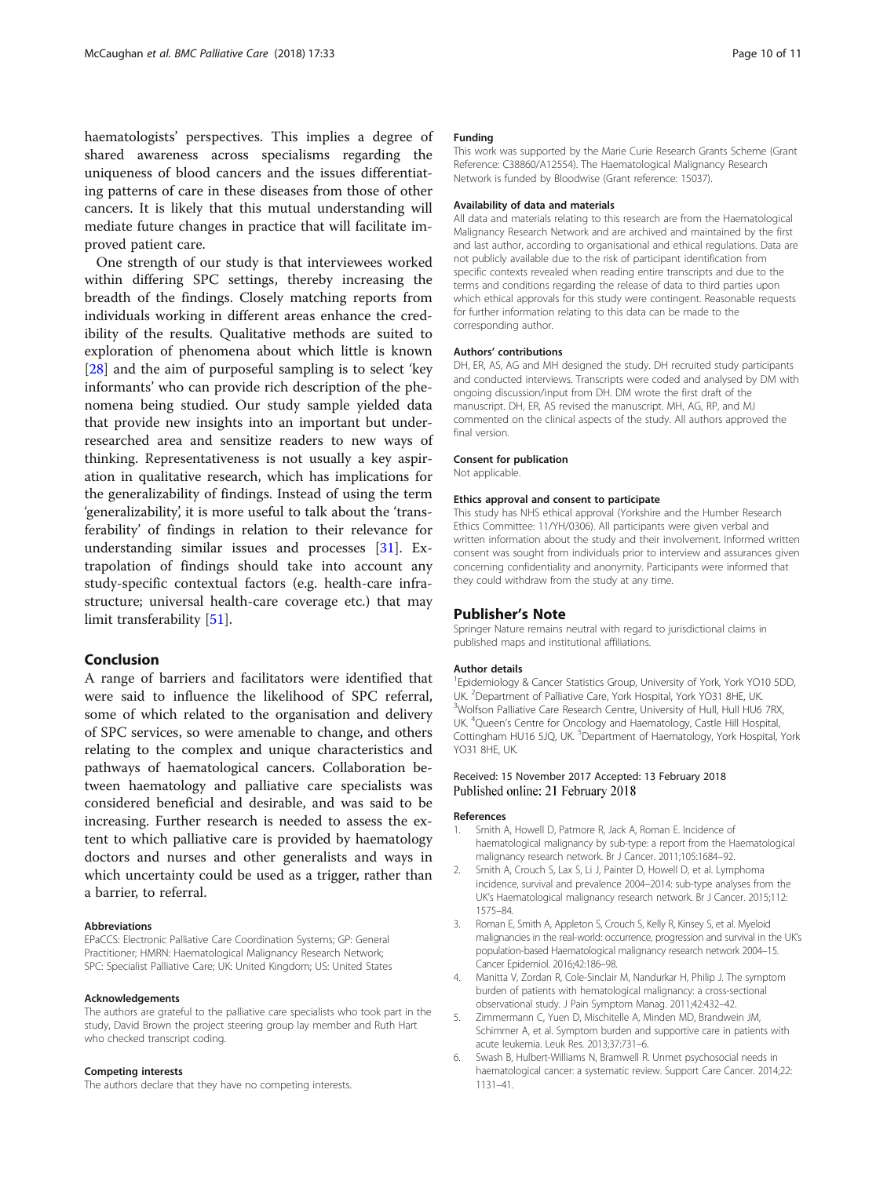haematologists' perspectives. This implies a degree of shared awareness across specialisms regarding the uniqueness of blood cancers and the issues differentiating patterns of care in these diseases from those of other cancers. It is likely that this mutual understanding will mediate future changes in practice that will facilitate improved patient care.

One strength of our study is that interviewees worked within differing SPC settings, thereby increasing the breadth of the findings. Closely matching reports from individuals working in different areas enhance the credibility of the results. Qualitative methods are suited to exploration of phenomena about which little is known [28] and the aim of purposeful sampling is to select 'key informants' who can provide rich description of the phenomena being studied. Our study sample yielded data that provide new insights into an important but under-researched area and sensitize readers to new ways of thinking. Representativeness is not usually a key aspiration in qualitative research, which has implications for the generalizability of findings. Instead of using the term 'generalizability', it is more useful to talk about the 'transferability' of findings in relation to their relevance for understanding similar issues and processes [31]. Extrapolation of findings should take into account any study-specific contextual factors (e.g. health-care infrastructure; universal health-care coverage etc.) that may limit transferability [51].

## Conclusion

A range of barriers and facilitators were identified that were said to influence the likelihood of SPC referral, some of which related to the organisation and delivery of SPC services, so were amenable to change, and others relating to the complex and unique characteristics and pathways of haematological cancers. Collaboration between haematology and palliative care specialists was considered beneficial and desirable, and was said to be increasing. Further research is needed to assess the extent to which palliative care is provided by haematology doctors and nurses and other generalists and ways in which uncertainty could be used as a trigger, rather than a barrier, to referral.

#### Abbreviations

EPaCCS: Electronic Palliative Care Coordination Systems; GP: General Practitioner; HMRN: Haematological Malignancy Research Network; SPC: Specialist Palliative Care; UK: United Kingdom; US: United States

#### Acknowledgements

The authors are grateful to the palliative care specialists who took part in the study, David Brown the project steering group lay member and Ruth Hart who checked transcript coding.

#### Competing interests

The authors declare that they have no competing interests.

#### Funding

This work was supported by the Marie Curie Research Grants Scheme (Grant Reference: C38860/A12554). The Haematological Malignancy Research Network is funded by Bloodwise (Grant reference: 15037).

#### Availability of data and materials

All data and materials relating to this research are from the Haematological Malignancy Research Network and are archived and maintained by the first and last author, according to organisational and ethical regulations. Data are not publicly available due to the risk of participant identification from specific contexts revealed when reading entire transcripts and due to the terms and conditions regarding the release of data to third parties upon which ethical approvals for this study were contingent. Reasonable requests for further information relating to this data can be made to the corresponding author.

#### Authors' contributions

DH, ER, AS, AG and MH designed the study. DH recruited study participants and conducted interviews. Transcripts were coded and analysed by DM with ongoing discussion/input from DH. DM wrote the first draft of the manuscript. DH, ER, AS revised the manuscript. MH, AG, RP, and MJ commented on the clinical aspects of the study. All authors approved the final version.

#### Consent for publication

Not applicable.

#### Ethics approval and consent to participate

This study has NHS ethical approval (Yorkshire and the Humber Research Ethics Committee: 11/YH/0306). All participants were given verbal and written information about the study and their involvement. Informed written consent was sought from individuals prior to interview and assurances given concerning confidentiality and anonymity. Participants were informed that they could withdraw from the study at any time.

## Publisher's Note

Springer Nature remains neutral with regard to jurisdictional claims in published maps and institutional affiliations.

#### Author details

[1]Epidemiology & Cancer Statistics Group, University of York, York YO10 5DD, UK. [2]Department of Palliative Care, York Hospital, York YO31 8HE, UK. [3]Wolfson Palliative Care Research Centre, University of Hull, Hull HU6 7RX, UK. [4]Queen's Centre for Oncology and Haematology, Castle Hill Hospital, Cottingham HU16 5JQ, UK. [5]Department of Haematology, York Hospital, York YO31 8HE, UK.

Received: 15 November 2017 Accepted: 13 February 2018
Published online: 21 February 2018

#### References

1. Smith A, Howell D, Patmore R, Jack A, Roman E. Incidence of haematological malignancy by sub-type: a report from the Haematological malignancy research network. Br J Cancer. 2011;105:1684–92.
2. Smith A, Crouch S, Lax S, Li J, Painter D, Howell D, et al. Lymphoma incidence, survival and prevalence 2004–2014: sub-type analyses from the UK's Haematological malignancy research network. Br J Cancer. 2015;112:1575–84.
3. Roman E, Smith A, Appleton S, Crouch S, Kelly R, Kinsey S, et al. Myeloid malignancies in the real-world: occurrence, progression and survival in the UK's population-based Haematological malignancy research network 2004–15. Cancer Epidemiol. 2016;42:186–98.
4. Manitta V, Zordan R, Cole-Sinclair M, Nandurkar H, Philip J. The symptom burden of patients with hematological malignancy: a cross-sectional observational study. J Pain Symptom Manag. 2011;42:432–42.
5. Zimmermann C, Yuen D, Mischitelle A, Minden MD, Brandwein JM, Schimmer A, et al. Symptom burden and supportive care in patients with acute leukemia. Leuk Res. 2013;37:731–6.
6. Swash B, Hulbert-Williams N, Bramwell R. Unmet psychosocial needs in haematological cancer: a systematic review. Support Care Cancer. 2014;22:1131–41.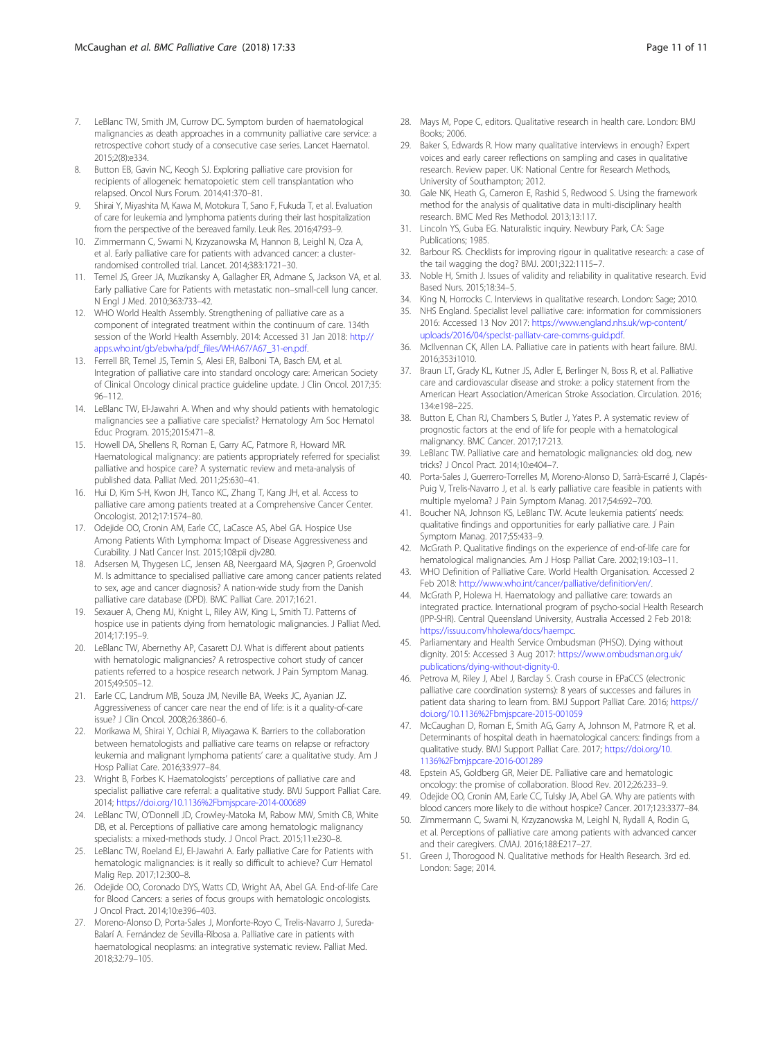7. LeBlanc TW, Smith JM, Currow DC. Symptom burden of haematological malignancies as death approaches in a community palliative care service: a retrospective cohort study of a consecutive case series. Lancet Haematol. 2015;2(8):e334.
8. Button EB, Gavin NC, Keogh SJ. Exploring palliative care provision for recipients of allogeneic hematopoietic stem cell transplantation who relapsed. Oncol Nurs Forum. 2014;41:370–81.
9. Shirai Y, Miyashita M, Kawa M, Motokura T, Sano F, Fukuda T, et al. Evaluation of care for leukemia and lymphoma patients during their last hospitalization from the perspective of the bereaved family. Leuk Res. 2016;47:93–9.
10. Zimmermann C, Swami N, Krzyzanowska M, Hannon B, Leighl N, Oza A, et al. Early palliative care for patients with advanced cancer: a cluster-randomised controlled trial. Lancet. 2014;383:1721–30.
11. Temel JS, Greer JA, Muzikansky A, Gallagher ER, Admane S, Jackson VA, et al. Early palliative Care for Patients with metastatic non–small-cell lung cancer. N Engl J Med. 2010;363:733–42.
12. WHO World Health Assembly. Strengthening of palliative care as a component of integrated treatment within the continuum of care. 134th session of the World Health Assembly. 2014: Accessed 31 Jan 2018: http://apps.who.int/gb/ebwha/pdf_files/WHA67/A67_31-en.pdf.
13. Ferrell BR, Temel JS, Temin S, Alesi ER, Balboni TA, Basch EM, et al. Integration of palliative care into standard oncology care: American Society of Clinical Oncology clinical practice guideline update. J Clin Oncol. 2017;35:96–112.
14. LeBlanc TW, El-Jawahri A. When and why should patients with hematologic malignancies see a palliative care specialist? Hematology Am Soc Hematol Educ Program. 2015;2015:471–8.
15. Howell DA, Shellens R, Roman E, Garry AC, Patmore R, Howard MR. Haematological malignancy: are patients appropriately referred for specialist palliative and hospice care? A systematic review and meta-analysis of published data. Palliat Med. 2011;25:630–41.
16. Hui D, Kim S-H, Kwon JH, Tanco KC, Zhang T, Kang JH, et al. Access to palliative care among patients treated at a Comprehensive Cancer Center. Oncologist. 2012;17:1574–80.
17. Odejide OO, Cronin AM, Earle CC, LaCasce AS, Abel GA. Hospice Use Among Patients With Lymphoma: Impact of Disease Aggressiveness and Curability. J Natl Cancer Inst. 2015;108:pii djv280.
18. Adsersen M, Thygesen LC, Jensen AB, Neergaard MA, Sjøgren P, Groenvold M. Is admittance to specialised palliative care among cancer patients related to sex, age and cancer diagnosis? A nation-wide study from the Danish palliative care database (DPD). BMC Palliat Care. 2017;16:21.
19. Sexauer A, Cheng MJ, Knight L, Riley AW, King L, Smith TJ. Patterns of hospice use in patients dying from hematologic malignancies. J Palliat Med. 2014;17:195–9.
20. LeBlanc TW, Abernethy AP, Casarett DJ. What is different about patients with hematologic malignancies? A retrospective cohort study of cancer patients referred to a hospice research network. J Pain Symptom Manag. 2015;49:505–12.
21. Earle CC, Landrum MB, Souza JM, Neville BA, Weeks JC, Ayanian JZ. Aggressiveness of cancer care near the end of life: is it a quality-of-care issue? J Clin Oncol. 2008;26:3860–6.
22. Morikawa M, Shirai Y, Ochiai R, Miyagawa K. Barriers to the collaboration between hematologists and palliative care teams on relapse or refractory leukemia and malignant lymphoma patients' care: a qualitative study. Am J Hosp Palliat Care. 2016;33:977–84.
23. Wright B, Forbes K. Haematologists' perceptions of palliative care and specialist palliative care referral: a qualitative study. BMJ Support Palliat Care. 2014; https://doi.org/10.1136%2Fbmjspcare-2014-000689
24. LeBlanc TW, O'Donnell JD, Crowley-Matoka M, Rabow MW, Smith CB, White DB, et al. Perceptions of palliative care among hematologic malignancy specialists: a mixed-methods study. J Oncol Pract. 2015;11:e230–8.
25. LeBlanc TW, Roeland EJ, El-Jawahri A. Early palliative Care for Patients with hematologic malignancies: is it really so difficult to achieve? Curr Hematol Malig Rep. 2017;12:300–8.
26. Odejide OO, Coronado DYS, Watts CD, Wright AA, Abel GA. End-of-life Care for Blood Cancers: a series of focus groups with hematologic oncologists. J Oncol Pract. 2014;10:e396–403.
27. Moreno-Alonso D, Porta-Sales J, Monforte-Royo C, Trelis-Navarro J, Sureda-Balarí A. Fernández de Sevilla-Ribosa a. Palliative care in patients with haematological neoplasms: an integrative systematic review. Palliat Med. 2018;32:79–105.
28. Mays M, Pope C, editors. Qualitative research in health care. London: BMJ Books; 2006.
29. Baker S, Edwards R. How many qualitative interviews in enough? Expert voices and early career reflections on sampling and cases in qualitative research. Review paper. UK: National Centre for Research Methods, University of Southampton; 2012.
30. Gale NK, Heath G, Cameron E, Rashid S, Redwood S. Using the framework method for the analysis of qualitative data in multi-disciplinary health research. BMC Med Res Methodol. 2013;13:117.
31. Lincoln YS, Guba EG. Naturalistic inquiry. Newbury Park, CA: Sage Publications; 1985.
32. Barbour RS. Checklists for improving rigour in qualitative research: a case of the tail wagging the dog? BMJ. 2001;322:1115–7.
33. Noble H, Smith J. Issues of validity and reliability in qualitative research. Evid Based Nurs. 2015;18:34–5.
34. King N, Horrocks C. Interviews in qualitative research. London: Sage; 2010.
35. NHS England. Specialist level palliative care: information for commissioners 2016: Accessed 13 Nov 2017: https://www.england.nhs.uk/wp-content/uploads/2016/04/speclst-palliatv-care-comms-guid.pdf.
36. McIlvennan CK, Allen LA. Palliative care in patients with heart failure. BMJ. 2016;353:i1010.
37. Braun LT, Grady KL, Kutner JS, Adler E, Berlinger N, Boss R, et al. Palliative care and cardiovascular disease and stroke: a policy statement from the American Heart Association/American Stroke Association. Circulation. 2016;134:e198–225.
38. Button E, Chan RJ, Chambers S, Butler J, Yates P. A systematic review of prognostic factors at the end of life for people with a hematological malignancy. BMC Cancer. 2017;17:213.
39. LeBlanc TW. Palliative care and hematologic malignancies: old dog, new tricks? J Oncol Pract. 2014;10:e404–7.
40. Porta-Sales J, Guerrero-Torrelles M, Moreno-Alonso D, Sarrà-Escarré J, Clapés-Puig V, Trelis-Navarro J, et al. Is early palliative care feasible in patients with multiple myeloma? J Pain Symptom Manag. 2017;54:692–700.
41. Boucher NA, Johnson KS, LeBlanc TW. Acute leukemia patients' needs: qualitative findings and opportunities for early palliative care. J Pain Symptom Manag. 2017;55:433–9.
42. McGrath P. Qualitative findings on the experience of end-of-life care for hematological malignancies. Am J Hosp Palliat Care. 2002;19:103–11.
43. WHO Definition of Palliative Care. World Health Organisation. Accessed 2 Feb 2018: http://www.who.int/cancer/palliative/definition/en/.
44. McGrath P, Holewa H. Haematology and palliative care: towards an integrated practice. International program of psycho-social Health Research (IPP-SHR). Central Queensland University, Australia Accessed 2 Feb 2018: https://issuu.com/hholewa/docs/haempc.
45. Parliamentary and Health Service Ombudsman (PHSO). Dying without dignity. 2015: Accessed 3 Aug 2017: https://www.ombudsman.org.uk/publications/dying-without-dignity-0.
46. Petrova M, Riley J, Abel J, Barclay S. Crash course in EPaCCS (electronic palliative care coordination systems): 8 years of successes and failures in patient data sharing to learn from. BMJ Support Palliat Care. 2016; https://doi.org/10.1136%2Fbmjspcare-2015-001059
47. McCaughan D, Roman E, Smith AG, Garry A, Johnson M, Patmore R, et al. Determinants of hospital death in haematological cancers: findings from a qualitative study. BMJ Support Palliat Care. 2017; https://doi.org/10.1136%2Fbmjspcare-2016-001289
48. Epstein AS, Goldberg GR, Meier DE. Palliative care and hematologic oncology: the promise of collaboration. Blood Rev. 2012;26:233–9.
49. Odejide OO, Cronin AM, Earle CC, Tulsky JA, Abel GA. Why are patients with blood cancers more likely to die without hospice? Cancer. 2017;123:3377–84.
50. Zimmermann C, Swami N, Krzyzanowska M, Leighl N, Rydall A, Rodin G, et al. Perceptions of palliative care among patients with advanced cancer and their caregivers. CMAJ. 2016;188:E217–27.
51. Green J, Thorogood N. Qualitative methods for Health Research. 3rd ed. London: Sage; 2014.